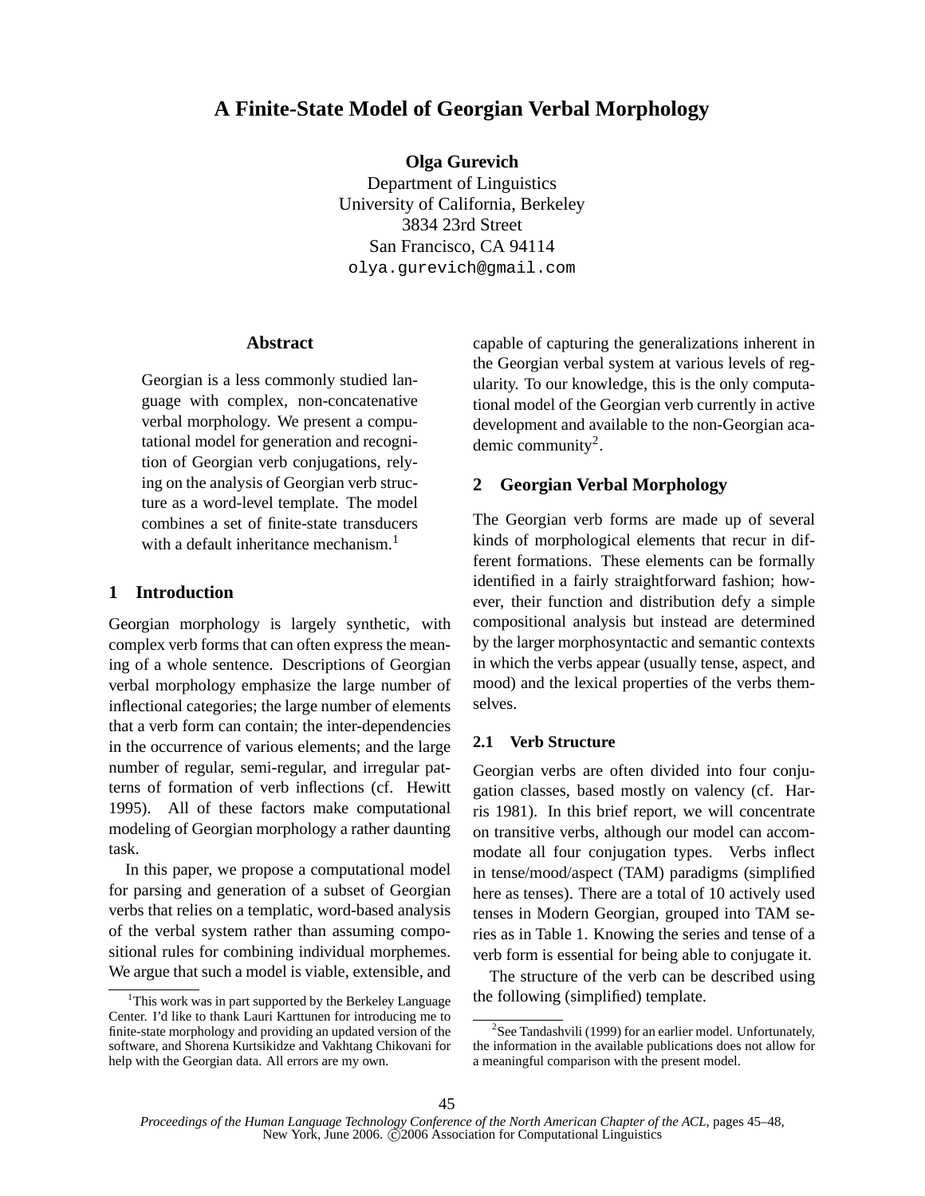# A Finite-State Model of Georgian Verbal Morphology

**Olga Gurevich**
Department of Linguistics
University of California, Berkeley
3834 23rd Street
San Francisco, CA 94114
olya.gurevich@gmail.com

## Abstract

Georgian is a less commonly studied language with complex, non-concatenative verbal morphology. We present a computational model for generation and recognition of Georgian verb conjugations, relying on the analysis of Georgian verb structure as a word-level template. The model combines a set of finite-state transducers with a default inheritance mechanism.[1]

## 1 Introduction

Georgian morphology is largely synthetic, with complex verb forms that can often express the meaning of a whole sentence. Descriptions of Georgian verbal morphology emphasize the large number of inflectional categories; the large number of elements that a verb form can contain; the inter-dependencies in the occurrence of various elements; and the large number of regular, semi-regular, and irregular patterns of formation of verb inflections (cf. Hewitt 1995). All of these factors make computational modeling of Georgian morphology a rather daunting task.

In this paper, we propose a computational model for parsing and generation of a subset of Georgian verbs that relies on a templatic, word-based analysis of the verbal system rather than assuming compositional rules for combining individual morphemes. We argue that such a model is viable, extensible, and capable of capturing the generalizations inherent in the Georgian verbal system at various levels of regularity. To our knowledge, this is the only computational model of the Georgian verb currently in active development and available to the non-Georgian academic community[2].

## 2 Georgian Verbal Morphology

The Georgian verb forms are made up of several kinds of morphological elements that recur in different formations. These elements can be formally identified in a fairly straightforward fashion; however, their function and distribution defy a simple compositional analysis but instead are determined by the larger morphosyntactic and semantic contexts in which the verbs appear (usually tense, aspect, and mood) and the lexical properties of the verbs themselves.

### 2.1 Verb Structure

Georgian verbs are often divided into four conjugation classes, based mostly on valency (cf. Harris 1981). In this brief report, we will concentrate on transitive verbs, although our model can accommodate all four conjugation types. Verbs inflect in tense/mood/aspect (TAM) paradigms (simplified here as tenses). There are a total of 10 actively used tenses in Modern Georgian, grouped into TAM series as in Table 1. Knowing the series and tense of a verb form is essential for being able to conjugate it.

The structure of the verb can be described using the following (simplified) template.

[1] This work was in part supported by the Berkeley Language Center. I'd like to thank Lauri Karttunen for introducing me to finite-state morphology and providing an updated version of the software, and Shorena Kurtsikidze and Vakhtang Chikovani for help with the Georgian data. All errors are my own.

[2] See Tandashvili (1999) for an earlier model. Unfortunately, the information in the available publications does not allow for a meaningful comparison with the present model.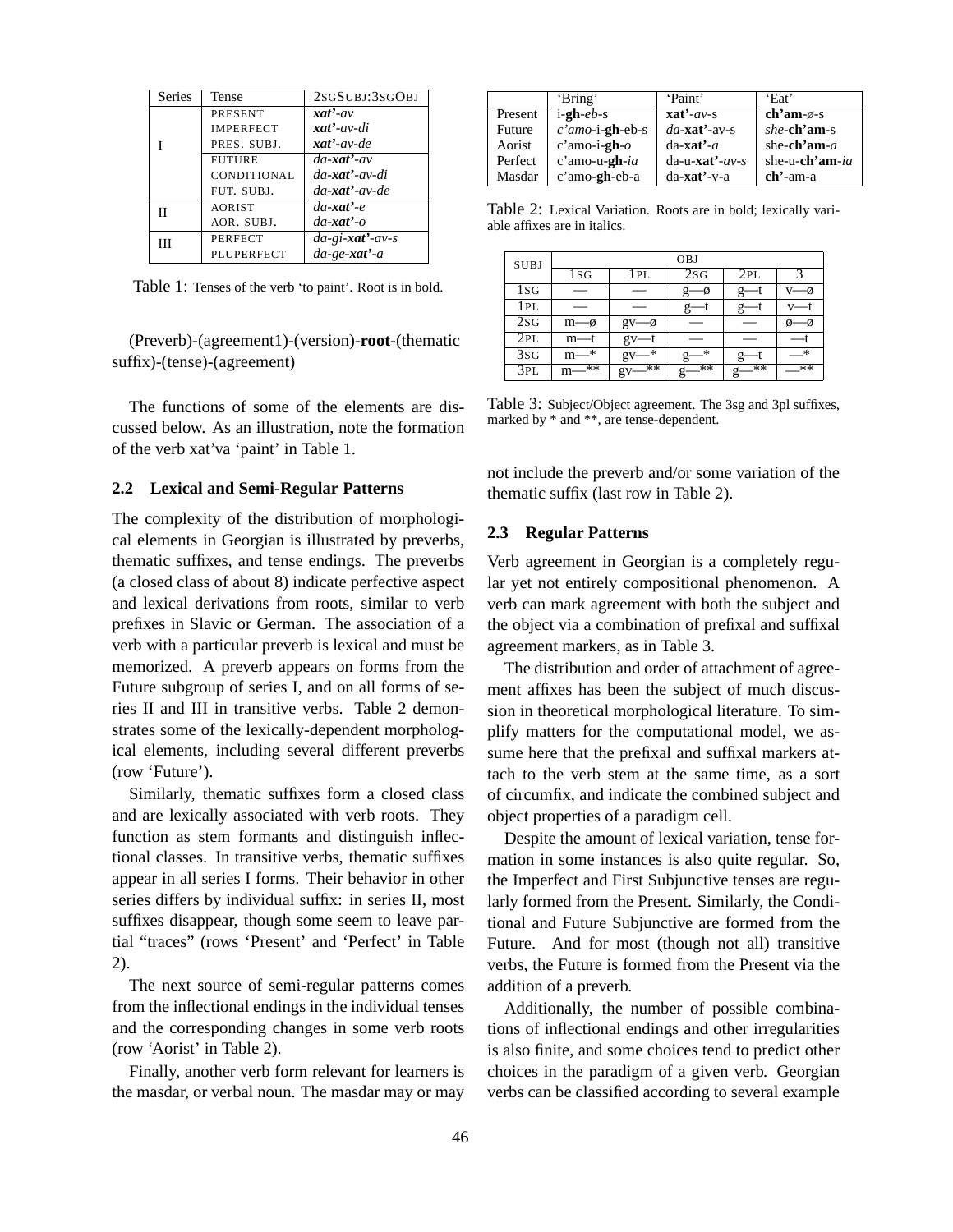| Series | Tense | 2SGSUBJ:3SGOBJ |
|---|---|---|
| I | PRESENT | ***xat'**-av* |
| | IMPERFECT | ***xat'**-av-di* |
| | PRES. SUBJ. | ***xat'**-av-de* |
| | FUTURE | *da-**xat'**-av* |
| | CONDITIONAL | *da-**xat'**-av-di* |
| | FUT. SUBJ. | *da-**xat'**-av-de* |
| II | AORIST | *da-**xat'**-e* |
| | AOR. SUBJ. | *da-**xat'**-o* |
| III | PERFECT | *da-gi-**xat'**-av-s* |
| | PLUPERFECT | *da-ge-**xat'**-a* |

Table 1: Tenses of the verb 'to paint'. Root is in bold.

(Preverb)-(agreement1)-(version)-**root**-(thematic suffix)-(tense)-(agreement)

The functions of some of the elements are discussed below. As an illustration, note the formation of the verb xat'va 'paint' in Table 1.

### 2.2 Lexical and Semi-Regular Patterns

The complexity of the distribution of morphological elements in Georgian is illustrated by preverbs, thematic suffixes, and tense endings. The preverbs (a closed class of about 8) indicate perfective aspect and lexical derivations from roots, similar to verb prefixes in Slavic or German. The association of a verb with a particular preverb is lexical and must be memorized. A preverb appears on forms from the Future subgroup of series I, and on all forms of series II and III in transitive verbs. Table 2 demonstrates some of the lexically-dependent morphological elements, including several different preverbs (row 'Future').

Similarly, thematic suffixes form a closed class and are lexically associated with verb roots. They function as stem formants and distinguish inflectional classes. In transitive verbs, thematic suffixes appear in all series I forms. Their behavior in other series differs by individual suffix: in series II, most suffixes disappear, though some seem to leave partial "traces" (rows 'Present' and 'Perfect' in Table 2).

The next source of semi-regular patterns comes from the inflectional endings in the individual tenses and the corresponding changes in some verb roots (row 'Aorist' in Table 2).

Finally, another verb form relevant for learners is the masdar, or verbal noun. The masdar may or may not include the preverb and/or some variation of the thematic suffix (last row in Table 2).

| | 'Bring' | 'Paint' | 'Eat' |
|---|---|---|---|
| Present | i-**gh**-*eb*-s | **xat'**-*av*-s | **ch'am**-*ø*-s |
| Future | *c'amo*-i-**gh**-eb-s | *da*-**xat'**-av-s | *she*-**ch'am**-s |
| Aorist | c'amo-i-**gh**-*o* | da-**xat'**-*a* | she-**ch'am**-*a* |
| Perfect | c'amo-u-**gh**-*ia* | da-u-**xat'**-*av-s* | she-u-**ch'am**-*ia* |
| Masdar | c'amo-**gh**-eb-a | da-**xat'**-v-a | **ch'**-am-a |

Table 2: Lexical Variation. Roots are in bold; lexically variable affixes are in italics.

| SUBJ | OBJ | | | | |
|---|---|---|---|---|---|
| | 1SG | 1PL | 2SG | 2PL | 3 |
| 1SG | — | — | g—ø | g—t | v—ø |
| 1PL | — | — | g—t | g—t | v—t |
| 2SG | m—ø | gv—ø | — | — | ø—ø |
| 2PL | m—t | gv—t | — | — | —t |
| 3SG | m—* | gv—* | g—* | g—t | —* |
| 3PL | m—** | gv—** | g—** | g—** | —** |

Table 3: Subject/Object agreement. The 3sg and 3pl suffixes, marked by * and **, are tense-dependent.

### 2.3 Regular Patterns

Verb agreement in Georgian is a completely regular yet not entirely compositional phenomenon. A verb can mark agreement with both the subject and the object via a combination of prefixal and suffixal agreement markers, as in Table 3.

The distribution and order of attachment of agreement affixes has been the subject of much discussion in theoretical morphological literature. To simplify matters for the computational model, we assume here that the prefixal and suffixal markers attach to the verb stem at the same time, as a sort of circumfix, and indicate the combined subject and object properties of a paradigm cell.

Despite the amount of lexical variation, tense formation in some instances is also quite regular. So, the Imperfect and First Subjunctive tenses are regularly formed from the Present. Similarly, the Conditional and Future Subjunctive are formed from the Future. And for most (though not all) transitive verbs, the Future is formed from the Present via the addition of a preverb.

Additionally, the number of possible combinations of inflectional endings and other irregularities is also finite, and some choices tend to predict other choices in the paradigm of a given verb. Georgian verbs can be classified according to several example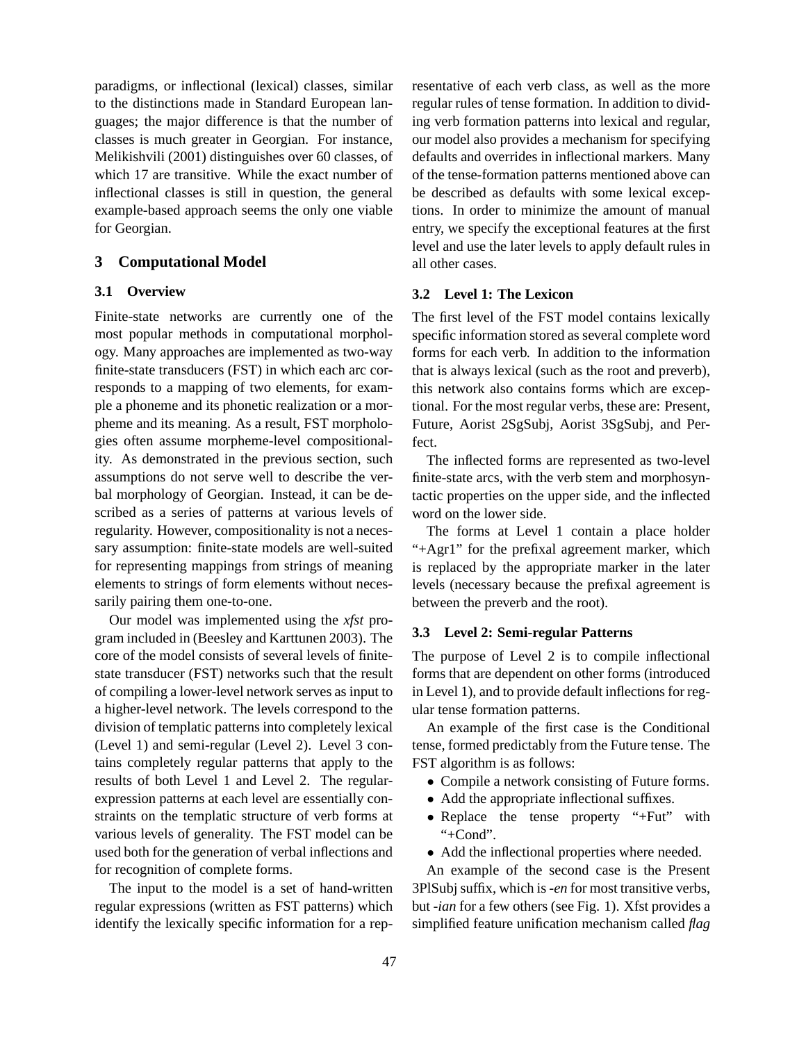paradigms, or inflectional (lexical) classes, similar to the distinctions made in Standard European languages; the major difference is that the number of classes is much greater in Georgian. For instance, Melikishvili (2001) distinguishes over 60 classes, of which 17 are transitive. While the exact number of inflectional classes is still in question, the general example-based approach seems the only one viable for Georgian.

## 3 Computational Model

### 3.1 Overview

Finite-state networks are currently one of the most popular methods in computational morphology. Many approaches are implemented as two-way finite-state transducers (FST) in which each arc corresponds to a mapping of two elements, for example a phoneme and its phonetic realization or a morpheme and its meaning. As a result, FST morphologies often assume morpheme-level compositionality. As demonstrated in the previous section, such assumptions do not serve well to describe the verbal morphology of Georgian. Instead, it can be described as a series of patterns at various levels of regularity. However, compositionality is not a necessary assumption: finite-state models are well-suited for representing mappings from strings of meaning elements to strings of form elements without necessarily pairing them one-to-one.

Our model was implemented using the *xfst* program included in (Beesley and Karttunen 2003). The core of the model consists of several levels of finite-state transducer (FST) networks such that the result of compiling a lower-level network serves as input to a higher-level network. The levels correspond to the division of templatic patterns into completely lexical (Level 1) and semi-regular (Level 2). Level 3 contains completely regular patterns that apply to the results of both Level 1 and Level 2. The regular-expression patterns at each level are essentially constraints on the templatic structure of verb forms at various levels of generality. The FST model can be used both for the generation of verbal inflections and for recognition of complete forms.

The input to the model is a set of hand-written regular expressions (written as FST patterns) which identify the lexically specific information for a representative of each verb class, as well as the more regular rules of tense formation. In addition to dividing verb formation patterns into lexical and regular, our model also provides a mechanism for specifying defaults and overrides in inflectional markers. Many of the tense-formation patterns mentioned above can be described as defaults with some lexical exceptions. In order to minimize the amount of manual entry, we specify the exceptional features at the first level and use the later levels to apply default rules in all other cases.

### 3.2 Level 1: The Lexicon

The first level of the FST model contains lexically specific information stored as several complete word forms for each verb. In addition to the information that is always lexical (such as the root and preverb), this network also contains forms which are exceptional. For the most regular verbs, these are: Present, Future, Aorist 2SgSubj, Aorist 3SgSubj, and Perfect.

The inflected forms are represented as two-level finite-state arcs, with the verb stem and morphosyntactic properties on the upper side, and the inflected word on the lower side.

The forms at Level 1 contain a place holder "+Agr1" for the prefixal agreement marker, which is replaced by the appropriate marker in the later levels (necessary because the prefixal agreement is between the preverb and the root).

### 3.3 Level 2: Semi-regular Patterns

The purpose of Level 2 is to compile inflectional forms that are dependent on other forms (introduced in Level 1), and to provide default inflections for regular tense formation patterns.

An example of the first case is the Conditional tense, formed predictably from the Future tense. The FST algorithm is as follows:

- Compile a network consisting of Future forms.
- Add the appropriate inflectional suffixes.
- Replace the tense property "+Fut" with "+Cond".
- Add the inflectional properties where needed.

An example of the second case is the Present 3PlSubj suffix, which is *-en* for most transitive verbs, but *-ian* for a few others (see Fig. 1). Xfst provides a simplified feature unification mechanism called *flag*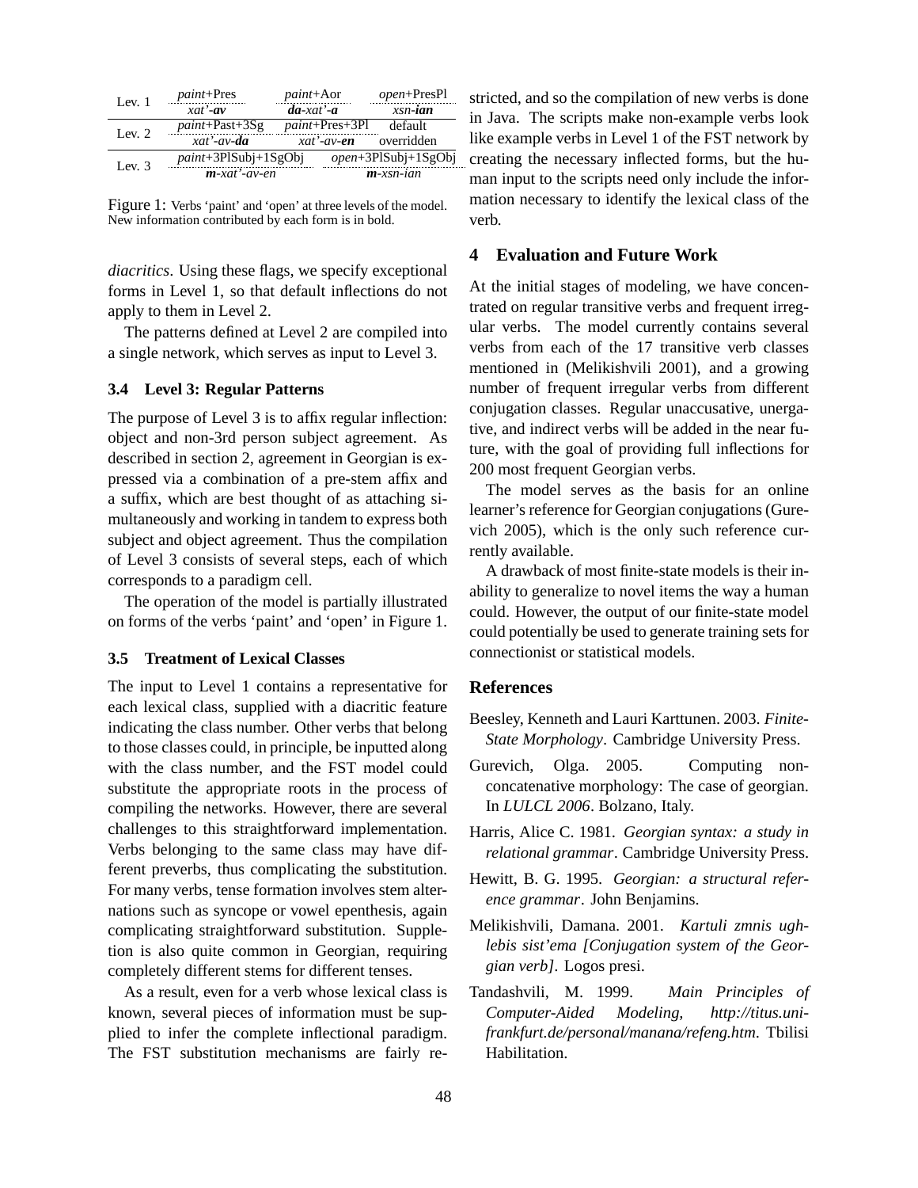| | | | |
|---|---|---|---|
| Lev. 1 | *paint*+Pres | *paint*+Aor | *open*+PresPl |
| | *xat'-**av*** | ***da**-xat'-**a*** | *xsn-**ian*** |
| Lev. 2 | *paint*+Past+3Sg | *paint*+Pres+3Pl | default |
| | *xat'-av-**da*** | *xat'-av-**en*** | overridden |
| Lev. 3 | *paint*+3PlSubj+1SgObj | | *open*+3PlSubj+1SgObj |
| | ***m**-xat'-av-en* | | ***m**-xsn-ian* |

Figure 1: Verbs 'paint' and 'open' at three levels of the model. New information contributed by each form is in bold.

*diacritics*. Using these flags, we specify exceptional forms in Level 1, so that default inflections do not apply to them in Level 2.

The patterns defined at Level 2 are compiled into a single network, which serves as input to Level 3.

### 3.4 Level 3: Regular Patterns

The purpose of Level 3 is to affix regular inflection: object and non-3rd person subject agreement. As described in section 2, agreement in Georgian is expressed via a combination of a pre-stem affix and a suffix, which are best thought of as attaching simultaneously and working in tandem to express both subject and object agreement. Thus the compilation of Level 3 consists of several steps, each of which corresponds to a paradigm cell.

The operation of the model is partially illustrated on forms of the verbs 'paint' and 'open' in Figure 1.

### 3.5 Treatment of Lexical Classes

The input to Level 1 contains a representative for each lexical class, supplied with a diacritic feature indicating the class number. Other verbs that belong to those classes could, in principle, be inputted along with the class number, and the FST model could substitute the appropriate roots in the process of compiling the networks. However, there are several challenges to this straightforward implementation. Verbs belonging to the same class may have different preverbs, thus complicating the substitution. For many verbs, tense formation involves stem alternations such as syncope or vowel epenthesis, again complicating straightforward substitution. Suppletion is also quite common in Georgian, requiring completely different stems for different tenses.

As a result, even for a verb whose lexical class is known, several pieces of information must be supplied to infer the complete inflectional paradigm. The FST substitution mechanisms are fairly restricted, and so the compilation of new verbs is done in Java. The scripts make non-example verbs look like example verbs in Level 1 of the FST network by creating the necessary inflected forms, but the human input to the scripts need only include the information necessary to identify the lexical class of the verb.

## 4 Evaluation and Future Work

At the initial stages of modeling, we have concentrated on regular transitive verbs and frequent irregular verbs. The model currently contains several verbs from each of the 17 transitive verb classes mentioned in (Melikishvili 2001), and a growing number of frequent irregular verbs from different conjugation classes. Regular unaccusative, unergative, and indirect verbs will be added in the near future, with the goal of providing full inflections for 200 most frequent Georgian verbs.

The model serves as the basis for an online learner's reference for Georgian conjugations (Gurevich 2005), which is the only such reference currently available.

A drawback of most finite-state models is their inability to generalize to novel items the way a human could. However, the output of our finite-state model could potentially be used to generate training sets for connectionist or statistical models.

## References

Beesley, Kenneth and Lauri Karttunen. 2003. *Finite-State Morphology*. Cambridge University Press.

Gurevich, Olga. 2005. Computing non-concatenative morphology: The case of georgian. In *LULCL 2006*. Bolzano, Italy.

Harris, Alice C. 1981. *Georgian syntax: a study in relational grammar*. Cambridge University Press.

Hewitt, B. G. 1995. *Georgian: a structural reference grammar*. John Benjamins.

Melikishvili, Damana. 2001. *Kartuli zmnis ughlebis sist'ema [Conjugation system of the Georgian verb]*. Logos presi.

Tandashvili, M. 1999. *Main Principles of Computer-Aided Modeling, http://titus.uni-frankfurt.de/personal/manana/refeng.htm*. Tbilisi Habilitation.